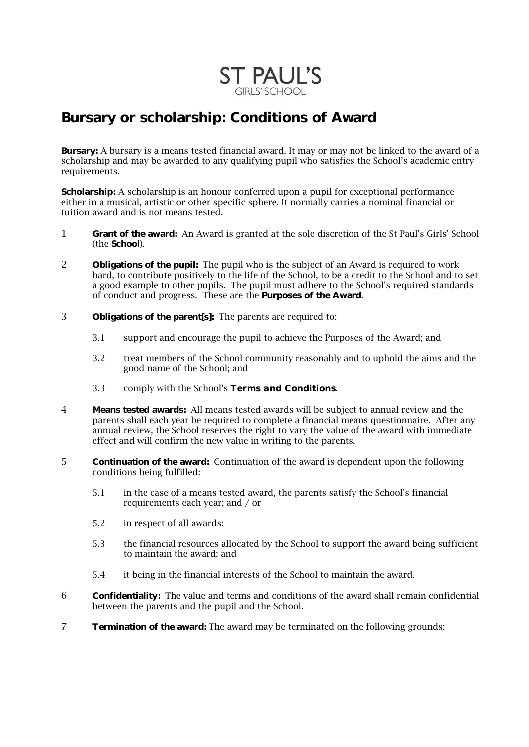ST PAUL'S
GIRLS' SCHOOL

# Bursary or scholarship: Conditions of Award

**Bursary:** A bursary is a means tested financial award. It may or may not be linked to the award of a scholarship and may be awarded to any qualifying pupil who satisfies the School's academic entry requirements.

**Scholarship:** A scholarship is an honour conferred upon a pupil for exceptional performance either in a musical, artistic or other specific sphere. It normally carries a nominal financial or tuition award and is not means tested.

1 **Grant of the award:** An Award is granted at the sole discretion of the St Paul's Girls' School (the **School**).

2 **Obligations of the pupil:** The pupil who is the subject of an Award is required to work hard, to contribute positively to the life of the School, to be a credit to the School and to set a good example to other pupils. The pupil must adhere to the School's required standards of conduct and progress. These are the **Purposes of the Award**.

3 **Obligations of the parent[s]:** The parents are required to:

- 3.1 support and encourage the pupil to achieve the Purposes of the Award; and
- 3.2 treat members of the School community reasonably and to uphold the aims and the good name of the School; and
- 3.3 comply with the School's ***Terms and Conditions***.

4 **Means tested awards:** All means tested awards will be subject to annual review and the parents shall each year be required to complete a financial means questionnaire. After any annual review, the School reserves the right to vary the value of the award with immediate effect and will confirm the new value in writing to the parents.

5 **Continuation of the award:** Continuation of the award is dependent upon the following conditions being fulfilled:

- 5.1 in the case of a means tested award, the parents satisfy the School's financial requirements each year; and / or
- 5.2 in respect of all awards:
- 5.3 the financial resources allocated by the School to support the award being sufficient to maintain the award; and
- 5.4 it being in the financial interests of the School to maintain the award.

6 **Confidentiality:** The value and terms and conditions of the award shall remain confidential between the parents and the pupil and the School.

7 **Termination of the award:** The award may be terminated on the following grounds: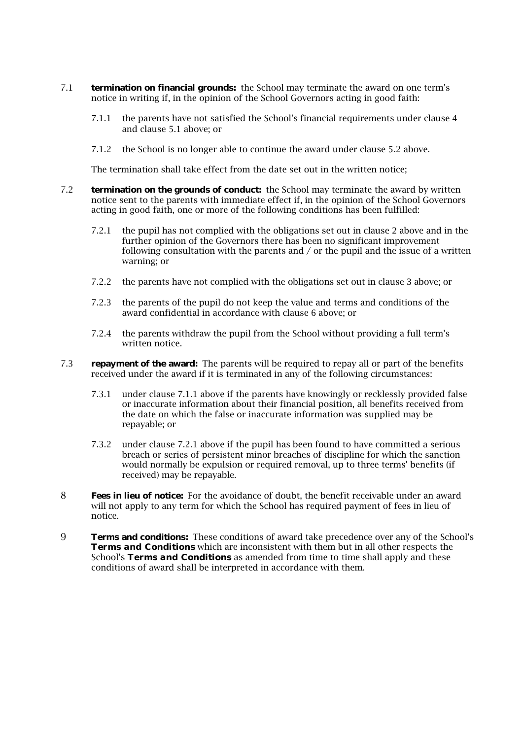7.1 **termination on financial grounds:** the School may terminate the award on one term's notice in writing if, in the opinion of the School Governors acting in good faith:

7.1.1 the parents have not satisfied the School's financial requirements under clause 4 and clause 5.1 above; or

7.1.2 the School is no longer able to continue the award under clause 5.2 above.

The termination shall take effect from the date set out in the written notice;

7.2 **termination on the grounds of conduct:** the School may terminate the award by written notice sent to the parents with immediate effect if, in the opinion of the School Governors acting in good faith, one or more of the following conditions has been fulfilled:

7.2.1 the pupil has not complied with the obligations set out in clause 2 above and in the further opinion of the Governors there has been no significant improvement following consultation with the parents and / or the pupil and the issue of a written warning; or

7.2.2 the parents have not complied with the obligations set out in clause 3 above; or

7.2.3 the parents of the pupil do not keep the value and terms and conditions of the award confidential in accordance with clause 6 above; or

7.2.4 the parents withdraw the pupil from the School without providing a full term's written notice.

7.3 **repayment of the award:** The parents will be required to repay all or part of the benefits received under the award if it is terminated in any of the following circumstances:

7.3.1 under clause 7.1.1 above if the parents have knowingly or recklessly provided false or inaccurate information about their financial position, all benefits received from the date on which the false or inaccurate information was supplied may be repayable; or

7.3.2 under clause 7.2.1 above if the pupil has been found to have committed a serious breach or series of persistent minor breaches of discipline for which the sanction would normally be expulsion or required removal, up to three terms' benefits (if received) may be repayable.

8 **Fees in lieu of notice:** For the avoidance of doubt, the benefit receivable under an award will not apply to any term for which the School has required payment of fees in lieu of notice.

9 **Terms and conditions:** These conditions of award take precedence over any of the School's **Terms and Conditions** which are inconsistent with them but in all other respects the School's **Terms and Conditions** as amended from time to time shall apply and these conditions of award shall be interpreted in accordance with them.